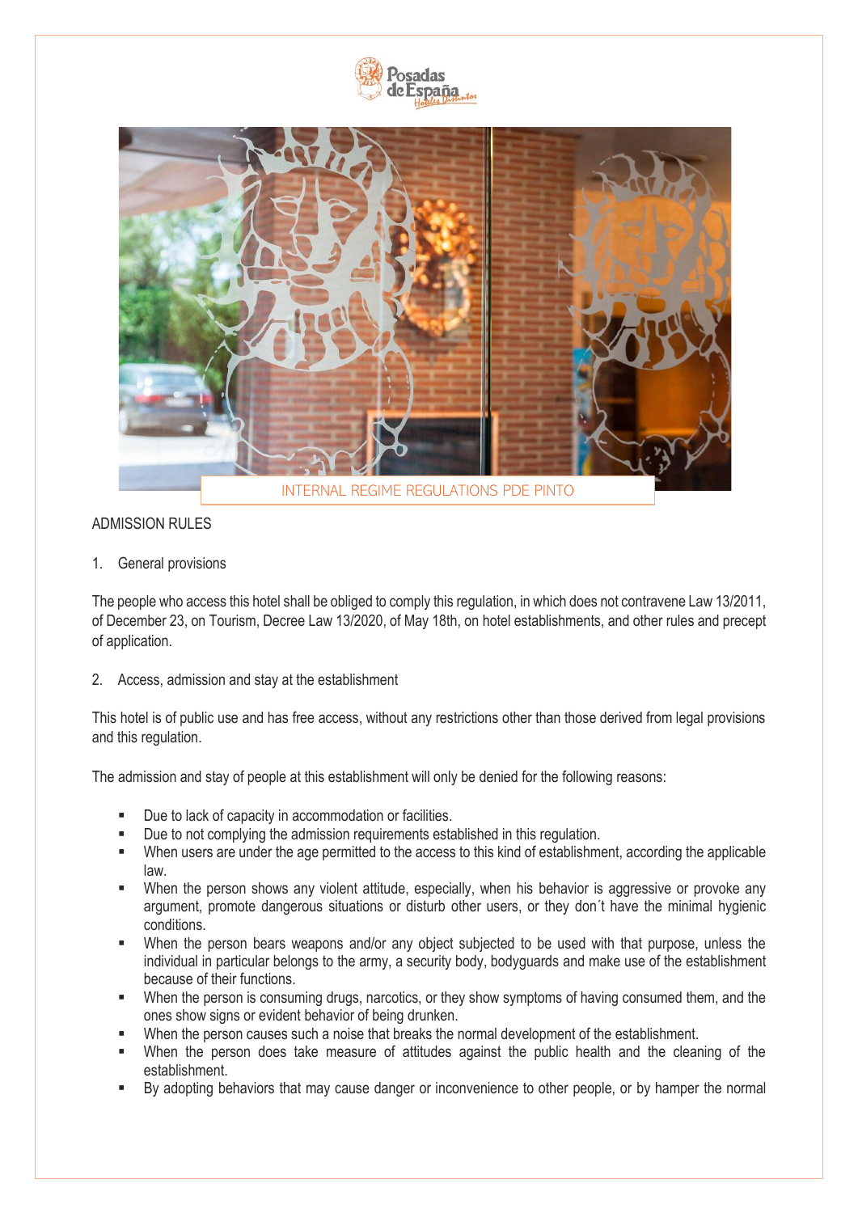# INTERNAL REGIME REGULATIONS PDE PINTO

## ADMISSION RULES

1. General provisions

The people who access this hotel shall be obliged to comply this regulation, in which does not contravene Law 13/2011, of December 23, on Tourism, Decree Law 13/2020, of May 18th, on hotel establishments, and other rules and precept of application.

2. Access, admission and stay at the establishment

This hotel is of public use and has free access, without any restrictions other than those derived from legal provisions and this regulation.

The admission and stay of people at this establishment will only be denied for the following reasons:

- Due to lack of capacity in accommodation or facilities.
- Due to not complying the admission requirements established in this regulation.
- When users are under the age permitted to the access to this kind of establishment, according the applicable law.
- When the person shows any violent attitude, especially, when his behavior is aggressive or provoke any argument, promote dangerous situations or disturb other users, or they don´t have the minimal hygienic conditions.
- When the person bears weapons and/or any object subjected to be used with that purpose, unless the individual in particular belongs to the army, a security body, bodyguards and make use of the establishment because of their functions.
- When the person is consuming drugs, narcotics, or they show symptoms of having consumed them, and the ones show signs or evident behavior of being drunken.
- When the person causes such a noise that breaks the normal development of the establishment.
- When the person does take measure of attitudes against the public health and the cleaning of the establishment.
- By adopting behaviors that may cause danger or inconvenience to other people, or by hamper the normal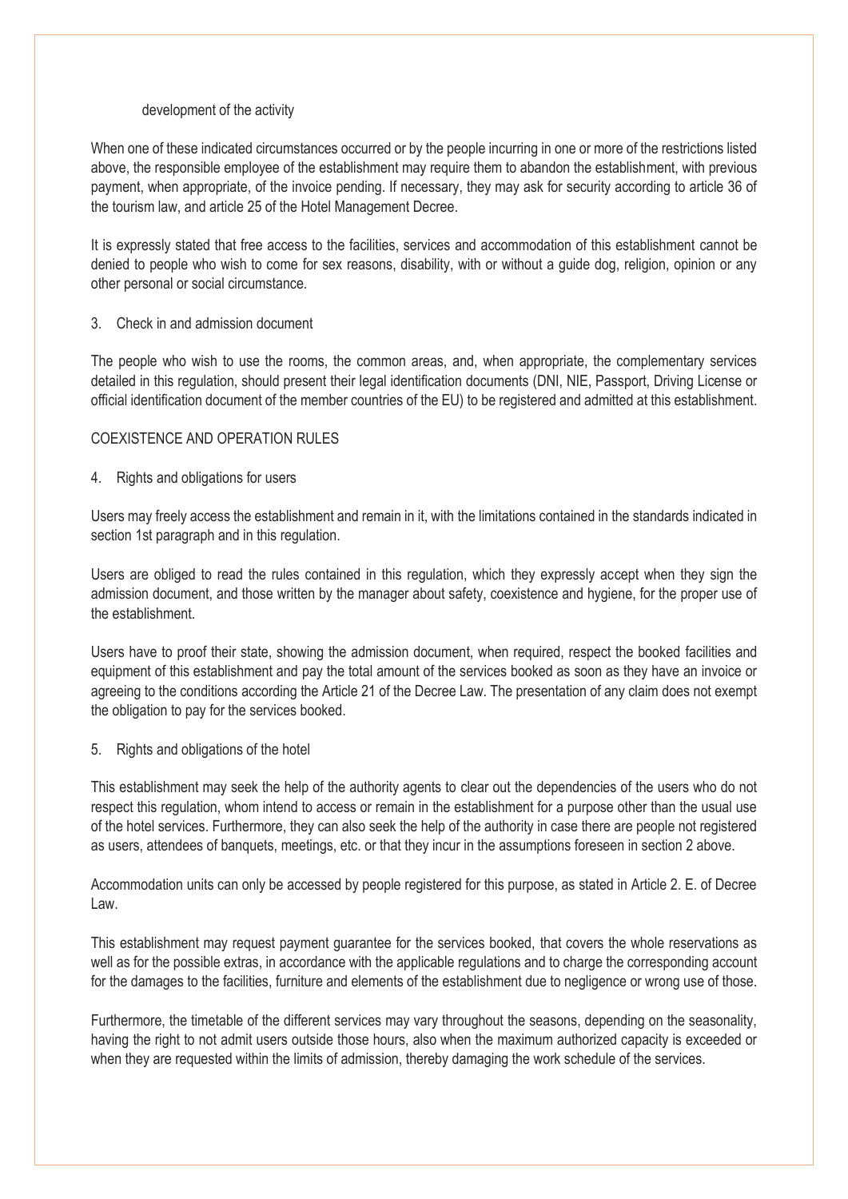development of the activity

When one of these indicated circumstances occurred or by the people incurring in one or more of the restrictions listed above, the responsible employee of the establishment may require them to abandon the establishment, with previous payment, when appropriate, of the invoice pending. If necessary, they may ask for security according to article 36 of the tourism law, and article 25 of the Hotel Management Decree.

It is expressly stated that free access to the facilities, services and accommodation of this establishment cannot be denied to people who wish to come for sex reasons, disability, with or without a guide dog, religion, opinion or any other personal or social circumstance.

3. Check in and admission document

The people who wish to use the rooms, the common areas, and, when appropriate, the complementary services detailed in this regulation, should present their legal identification documents (DNI, NIE, Passport, Driving License or official identification document of the member countries of the EU) to be registered and admitted at this establishment.

## COEXISTENCE AND OPERATION RULES

4. Rights and obligations for users

Users may freely access the establishment and remain in it, with the limitations contained in the standards indicated in section 1st paragraph and in this regulation.

Users are obliged to read the rules contained in this regulation, which they expressly accept when they sign the admission document, and those written by the manager about safety, coexistence and hygiene, for the proper use of the establishment.

Users have to proof their state, showing the admission document, when required, respect the booked facilities and equipment of this establishment and pay the total amount of the services booked as soon as they have an invoice or agreeing to the conditions according the Article 21 of the Decree Law. The presentation of any claim does not exempt the obligation to pay for the services booked.

5. Rights and obligations of the hotel

This establishment may seek the help of the authority agents to clear out the dependencies of the users who do not respect this regulation, whom intend to access or remain in the establishment for a purpose other than the usual use of the hotel services. Furthermore, they can also seek the help of the authority in case there are people not registered as users, attendees of banquets, meetings, etc. or that they incur in the assumptions foreseen in section 2 above.

Accommodation units can only be accessed by people registered for this purpose, as stated in Article 2. E. of Decree Law.

This establishment may request payment guarantee for the services booked, that covers the whole reservations as well as for the possible extras, in accordance with the applicable regulations and to charge the corresponding account for the damages to the facilities, furniture and elements of the establishment due to negligence or wrong use of those.

Furthermore, the timetable of the different services may vary throughout the seasons, depending on the seasonality, having the right to not admit users outside those hours, also when the maximum authorized capacity is exceeded or when they are requested within the limits of admission, thereby damaging the work schedule of the services.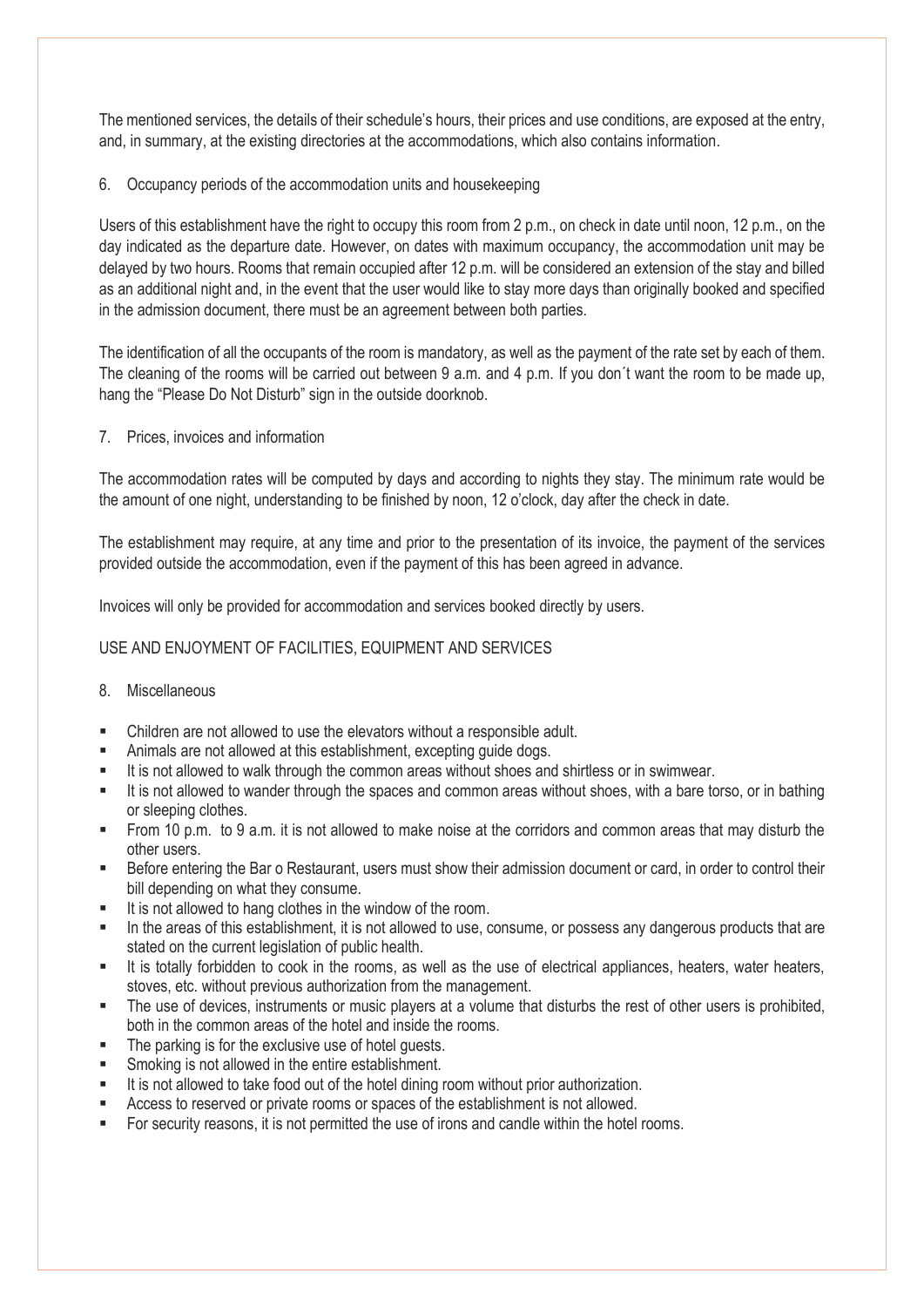The mentioned services, the details of their schedule's hours, their prices and use conditions, are exposed at the entry, and, in summary, at the existing directories at the accommodations, which also contains information.

6. Occupancy periods of the accommodation units and housekeeping

Users of this establishment have the right to occupy this room from 2 p.m., on check in date until noon, 12 p.m., on the day indicated as the departure date. However, on dates with maximum occupancy, the accommodation unit may be delayed by two hours. Rooms that remain occupied after 12 p.m. will be considered an extension of the stay and billed as an additional night and, in the event that the user would like to stay more days than originally booked and specified in the admission document, there must be an agreement between both parties.

The identification of all the occupants of the room is mandatory, as well as the payment of the rate set by each of them. The cleaning of the rooms will be carried out between 9 a.m. and 4 p.m. If you don´t want the room to be made up, hang the "Please Do Not Disturb" sign in the outside doorknob.

7. Prices, invoices and information

The accommodation rates will be computed by days and according to nights they stay. The minimum rate would be the amount of one night, understanding to be finished by noon, 12 o'clock, day after the check in date.

The establishment may require, at any time and prior to the presentation of its invoice, the payment of the services provided outside the accommodation, even if the payment of this has been agreed in advance.

Invoices will only be provided for accommodation and services booked directly by users.

USE AND ENJOYMENT OF FACILITIES, EQUIPMENT AND SERVICES

8. Miscellaneous

- Children are not allowed to use the elevators without a responsible adult.
- Animals are not allowed at this establishment, excepting guide dogs.
- It is not allowed to walk through the common areas without shoes and shirtless or in swimwear.
- It is not allowed to wander through the spaces and common areas without shoes, with a bare torso, or in bathing or sleeping clothes.
- From 10 p.m. to 9 a.m. it is not allowed to make noise at the corridors and common areas that may disturb the other users.
- Before entering the Bar o Restaurant, users must show their admission document or card, in order to control their bill depending on what they consume.
- It is not allowed to hang clothes in the window of the room.
- In the areas of this establishment, it is not allowed to use, consume, or possess any dangerous products that are stated on the current legislation of public health.
- It is totally forbidden to cook in the rooms, as well as the use of electrical appliances, heaters, water heaters, stoves, etc. without previous authorization from the management.
- The use of devices, instruments or music players at a volume that disturbs the rest of other users is prohibited, both in the common areas of the hotel and inside the rooms.
- The parking is for the exclusive use of hotel guests.
- Smoking is not allowed in the entire establishment.
- It is not allowed to take food out of the hotel dining room without prior authorization.
- Access to reserved or private rooms or spaces of the establishment is not allowed.
- For security reasons, it is not permitted the use of irons and candle within the hotel rooms.